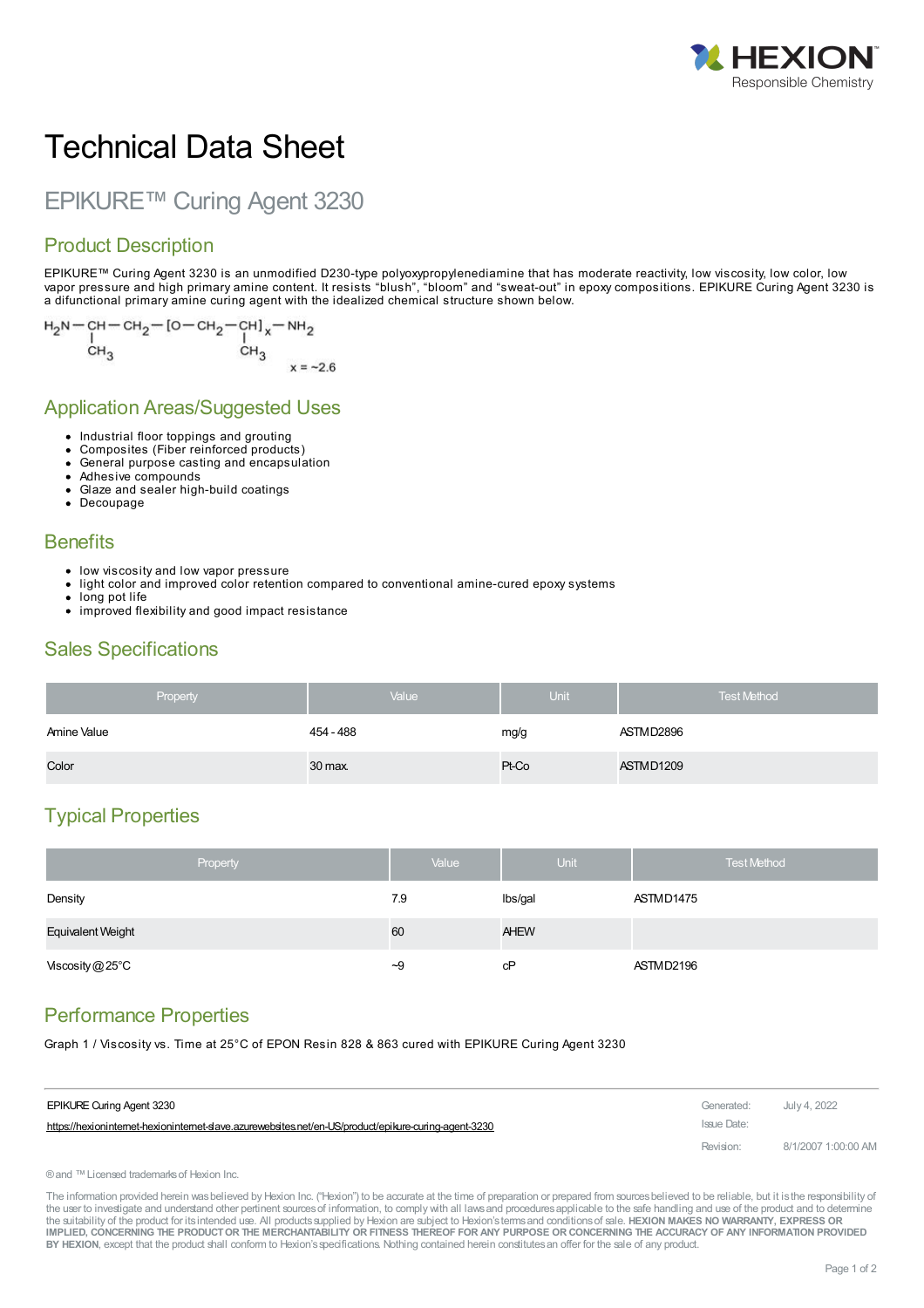# Technical Data Sheet

## EPIKURE™ Curing Agent 3230

### Product Description

EPIKURE™ Curing Agent 3230 is an unmodified D230-type polyoxypropylenediamine that has moderate reactivity, low viscosity, low color, low vapor pressure and high primary amine content. It resists "blush", "bloom" and "sweat-out" in epoxy compositions. EPIKURE Curing Agent 3230 is a difunctional primary amine curing agent with the idealized chemical structure shown below.

$$H_2N-\underset{\substack{|\\CH_3}}{CH}-CH_2-[O-CH_2-\underset{\substack{|\\CH_3}}{CH}]_x-NH_2$$

$x = \sim 2.6$

### Application Areas/Suggested Uses

- Industrial floor toppings and grouting
- Composites (Fiber reinforced products)
- General purpose casting and encapsulation
- Adhesive compounds
- Glaze and sealer high-build coatings
- Decoupage

### Benefits

- low viscosity and low vapor pressure
- light color and improved color retention compared to conventional amine-cured epoxy systems
- long pot life
- improved flexibility and good impact resistance

### Sales Specifications

| Property | Value | Unit | Test Method |
|---|---|---|---|
| Amine Value | 454 - 488 | mg/g | ASTM D2896 |
| Color | 30 max. | Pt-Co | ASTM D1209 |

### Typical Properties

| Property | Value | Unit | Test Method |
|---|---|---|---|
| Density | 7.9 | lbs/gal | ASTM D1475 |
| Equivalent Weight | 60 | AHEW | |
| Viscosity @ 25°C | ~9 | cP | ASTM D2196 |

### Performance Properties

Graph 1 / Viscosity vs. Time at 25°C of EPON Resin 828 & 863 cured with EPIKURE Curing Agent 3230

EPIKURE Curing Agent 3230
https://hexioninternet-hexioninternet-slave.azurewebsites.net/en-US/product/epikure-curing-agent-3230

Generated: July 4, 2022
Issue Date:
Revision: 8/1/2007 1:00:00 AM

® and ™ Licensed trademarks of Hexion Inc.

The information provided herein was believed by Hexion Inc. ("Hexion") to be accurate at the time of preparation or prepared from sources believed to be reliable, but it is the responsibility of the user to investigate and understand other pertinent sources of information, to comply with all laws and procedures applicable to the safe handling and use of the product and to determine the suitability of the product for its intended use. All products supplied by Hexion are subject to Hexion's terms and conditions of sale. **HEXION MAKES NO WARRANTY, EXPRESS OR IMPLIED, CONCERNING THE PRODUCT OR THE MERCHANTABILITY OR FITNESS THEREOF FOR ANY PURPOSE OR CONCERNING THE ACCURACY OF ANY INFORMATION PROVIDED BY HEXION**, except that the product shall conform to Hexion's specifications. Nothing contained herein constitutes an offer for the sale of any product.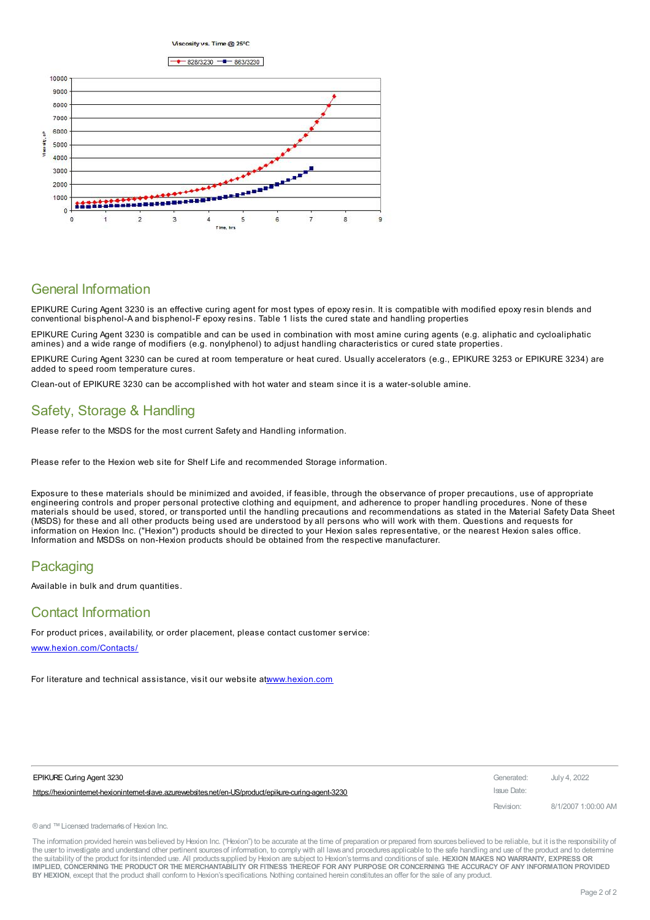Viscosity vs. Time @ 25°C

828/3230 — 863/3230

Viscosity, cP

10000
9000
8000
7000
6000
5000
4000
3000
2000
1000
0

0 1 2 3 4 5 6 7 8 9

Time, hrs

## General Information

EPIKURE Curing Agent 3230 is an effective curing agent for most types of epoxy resin. It is compatible with modified epoxy resin blends and conventional bisphenol-A and bisphenol-F epoxy resins. Table 1 lists the cured state and handling properties

EPIKURE Curing Agent 3230 is compatible and can be used in combination with most amine curing agents (e.g. aliphatic and cycloaliphatic amines) and a wide range of modifiers (e.g. nonylphenol) to adjust handling characteristics or cured state properties.

EPIKURE Curing Agent 3230 can be cured at room temperature or heat cured. Usually accelerators (e.g., EPIKURE 3253 or EPIKURE 3234) are added to speed room temperature cures.

Clean-out of EPIKURE 3230 can be accomplished with hot water and steam since it is a water-soluble amine.

## Safety, Storage & Handling

Please refer to the MSDS for the most current Safety and Handling information.

Please refer to the Hexion web site for Shelf Life and recommended Storage information.

Exposure to these materials should be minimized and avoided, if feasible, through the observance of proper precautions, use of appropriate engineering controls and proper personal protective clothing and equipment, and adherence to proper handling procedures. None of these materials should be used, stored, or transported until the handling precautions and recommendations as stated in the Material Safety Data Sheet (MSDS) for these and all other products being used are understood by all persons who will work with them. Questions and requests for information on Hexion Inc. ("Hexion") products should be directed to your Hexion sales representative, or the nearest Hexion sales office. Information and MSDSs on non-Hexion products should be obtained from the respective manufacturer.

## Packaging

Available in bulk and drum quantities.

## Contact Information

For product prices, availability, or order placement, please contact customer service:

[www.hexion.com/Contacts/](www.hexion.com/Contacts/)

For literature and technical assistance, visit our website at[www.hexion.com](www.hexion.com)

EPIKURE Curing Agent 3230

https://hexioninternet-hexioninternet-slave.azurewebsites.net/en-US/product/epikure-curing-agent-3230

Generated: July 4, 2022

Issue Date:

Revision: 8/1/2007 1:00:00 AM

® and ™ Licensed trademarks of Hexion Inc.

The information provided herein was believed by Hexion Inc. ("Hexion") to be accurate at the time of preparation or prepared from sources believed to be reliable, but it is the responsibility of the user to investigate and understand other pertinent sources of information, to comply with all laws and procedures applicable to the safe handling and use of the product and to determine the suitability of the product for its intended use. All products supplied by Hexion are subject to Hexion's terms and conditions of sale. **HEXION MAKES NO WARRANTY, EXPRESS OR IMPLIED, CONCERNING THE PRODUCT OR THE MERCHANTABILITY OR FITNESS THEREOF FOR ANY PURPOSE OR CONCERNING THE ACCURACY OF ANY INFORMATION PROVIDED BY HEXION**, except that the product shall conform to Hexion's specifications. Nothing contained herein constitutes an offer for the sale of any product.